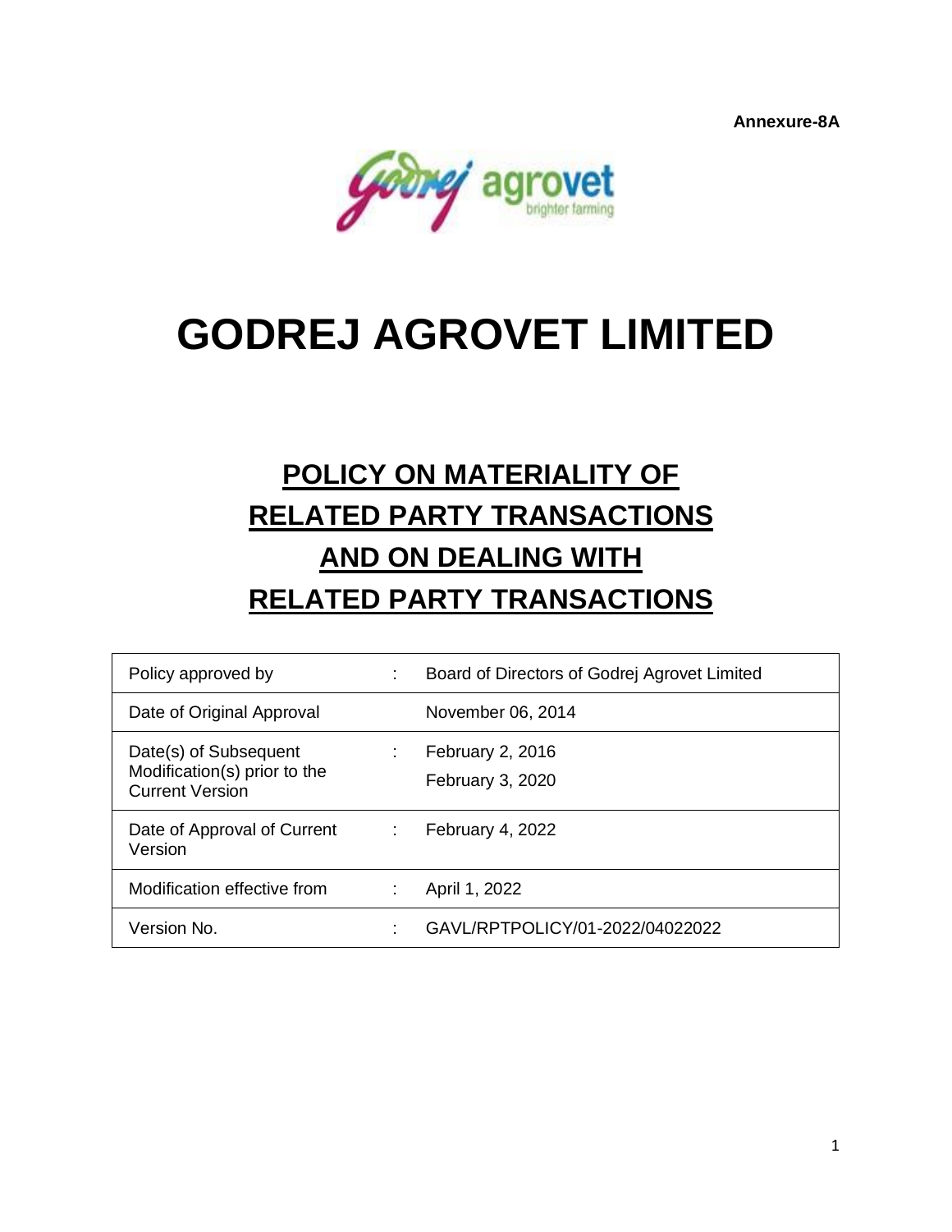**Annexure-8A**

# GODREJ AGROVET LIMITED

## POLICY ON MATERIALITY OF RELATED PARTY TRANSACTIONS AND ON DEALING WITH RELATED PARTY TRANSACTIONS

| | | |
|---|---|---|
| Policy approved by | : | Board of Directors of Godrej Agrovet Limited |
| Date of Original Approval | | November 06, 2014 |
| Date(s) of Subsequent Modification(s) prior to the Current Version | : | February 2, 2016<br>February 3, 2020 |
| Date of Approval of Current Version | : | February 4, 2022 |
| Modification effective from | : | April 1, 2022 |
| Version No. | : | GAVL/RPTPOLICY/01-2022/04022022 |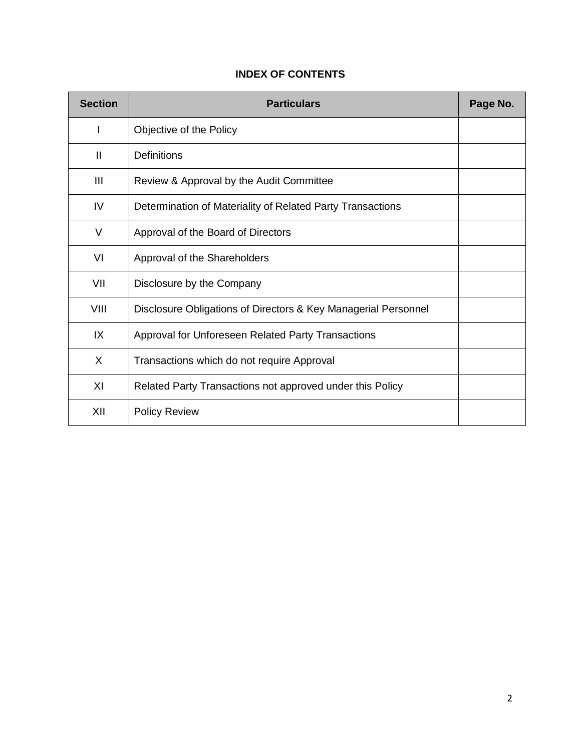# INDEX OF CONTENTS

| Section | Particulars | Page No. |
|---|---|---|
| I | Objective of the Policy | |
| II | Definitions | |
| III | Review & Approval by the Audit Committee | |
| IV | Determination of Materiality of Related Party Transactions | |
| V | Approval of the Board of Directors | |
| VI | Approval of the Shareholders | |
| VII | Disclosure by the Company | |
| VIII | Disclosure Obligations of Directors & Key Managerial Personnel | |
| IX | Approval for Unforeseen Related Party Transactions | |
| X | Transactions which do not require Approval | |
| XI | Related Party Transactions not approved under this Policy | |
| XII | Policy Review | |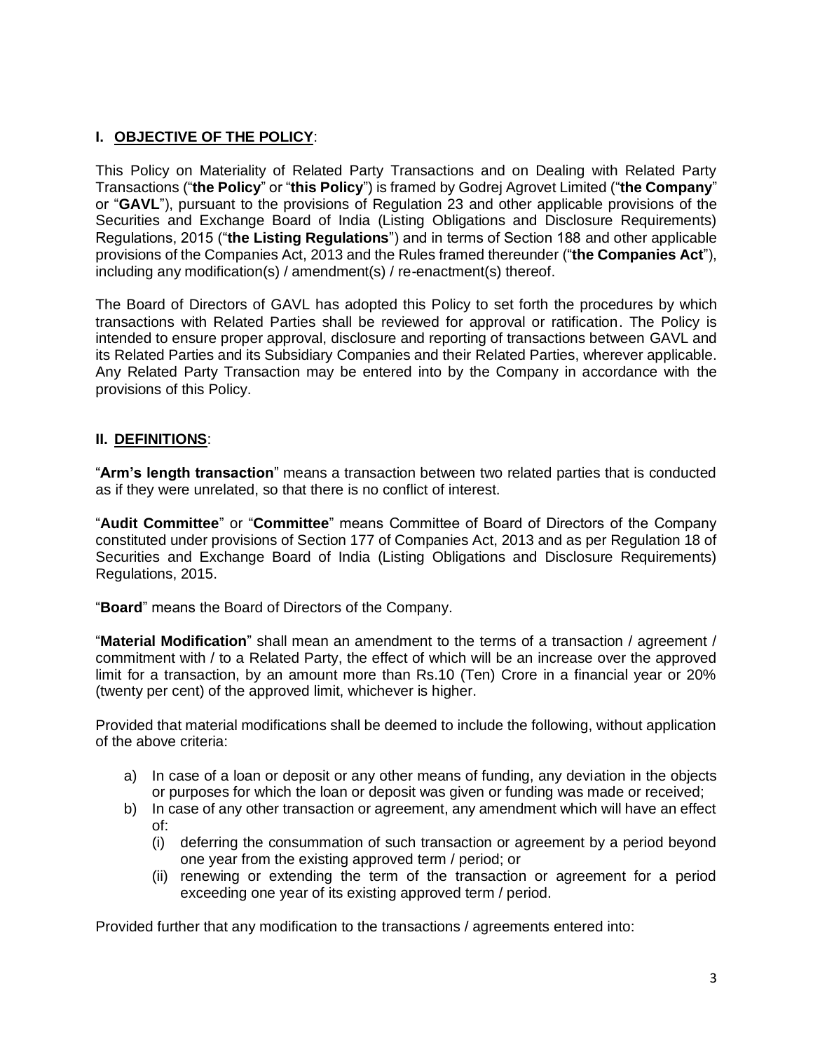## I. OBJECTIVE OF THE POLICY:

This Policy on Materiality of Related Party Transactions and on Dealing with Related Party Transactions ("**the Policy**" or "**this Policy**") is framed by Godrej Agrovet Limited ("**the Company**" or "**GAVL**"), pursuant to the provisions of Regulation 23 and other applicable provisions of the Securities and Exchange Board of India (Listing Obligations and Disclosure Requirements) Regulations, 2015 ("**the Listing Regulations**") and in terms of Section 188 and other applicable provisions of the Companies Act, 2013 and the Rules framed thereunder ("**the Companies Act**"), including any modification(s) / amendment(s) / re-enactment(s) thereof.

The Board of Directors of GAVL has adopted this Policy to set forth the procedures by which transactions with Related Parties shall be reviewed for approval or ratification. The Policy is intended to ensure proper approval, disclosure and reporting of transactions between GAVL and its Related Parties and its Subsidiary Companies and their Related Parties, wherever applicable. Any Related Party Transaction may be entered into by the Company in accordance with the provisions of this Policy.

## II. DEFINITIONS:

"**Arm's length transaction**" means a transaction between two related parties that is conducted as if they were unrelated, so that there is no conflict of interest.

"**Audit Committee**" or "**Committee**" means Committee of Board of Directors of the Company constituted under provisions of Section 177 of Companies Act, 2013 and as per Regulation 18 of Securities and Exchange Board of India (Listing Obligations and Disclosure Requirements) Regulations, 2015.

"**Board**" means the Board of Directors of the Company.

"**Material Modification**" shall mean an amendment to the terms of a transaction / agreement / commitment with / to a Related Party, the effect of which will be an increase over the approved limit for a transaction, by an amount more than Rs.10 (Ten) Crore in a financial year or 20% (twenty per cent) of the approved limit, whichever is higher.

Provided that material modifications shall be deemed to include the following, without application of the above criteria:

a) In case of a loan or deposit or any other means of funding, any deviation in the objects or purposes for which the loan or deposit was given or funding was made or received;
b) In case of any other transaction or agreement, any amendment which will have an effect of:
    (i) deferring the consummation of such transaction or agreement by a period beyond one year from the existing approved term / period; or
    (ii) renewing or extending the term of the transaction or agreement for a period exceeding one year of its existing approved term / period.

Provided further that any modification to the transactions / agreements entered into: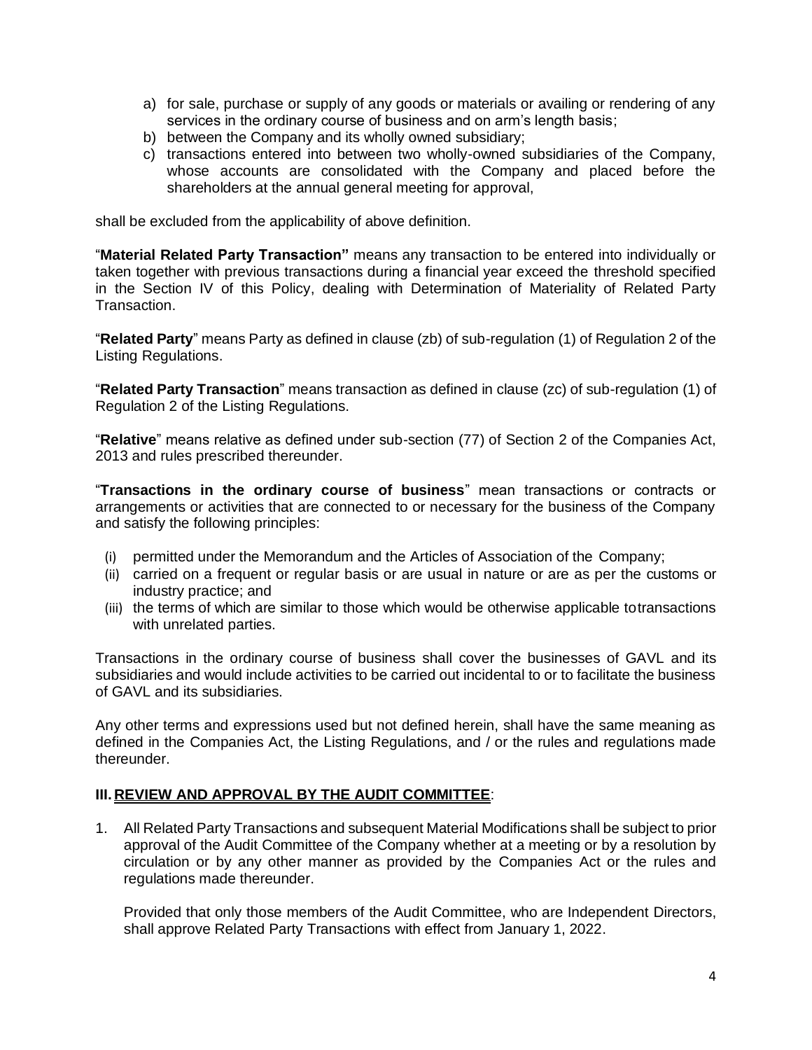a) for sale, purchase or supply of any goods or materials or availing or rendering of any services in the ordinary course of business and on arm's length basis;
b) between the Company and its wholly owned subsidiary;
c) transactions entered into between two wholly-owned subsidiaries of the Company, whose accounts are consolidated with the Company and placed before the shareholders at the annual general meeting for approval,

shall be excluded from the applicability of above definition.

"**Material Related Party Transaction"** means any transaction to be entered into individually or taken together with previous transactions during a financial year exceed the threshold specified in the Section IV of this Policy, dealing with Determination of Materiality of Related Party Transaction.

"**Related Party**" means Party as defined in clause (zb) of sub-regulation (1) of Regulation 2 of the Listing Regulations.

"**Related Party Transaction**" means transaction as defined in clause (zc) of sub-regulation (1) of Regulation 2 of the Listing Regulations.

"**Relative**" means relative as defined under sub-section (77) of Section 2 of the Companies Act, 2013 and rules prescribed thereunder.

"**Transactions in the ordinary course of business**" mean transactions or contracts or arrangements or activities that are connected to or necessary for the business of the Company and satisfy the following principles:

(i) permitted under the Memorandum and the Articles of Association of the Company;
(ii) carried on a frequent or regular basis or are usual in nature or are as per the customs or industry practice; and
(iii) the terms of which are similar to those which would be otherwise applicable totransactions with unrelated parties.

Transactions in the ordinary course of business shall cover the businesses of GAVL and its subsidiaries and would include activities to be carried out incidental to or to facilitate the business of GAVL and its subsidiaries.

Any other terms and expressions used but not defined herein, shall have the same meaning as defined in the Companies Act, the Listing Regulations, and / or the rules and regulations made thereunder.

## III. REVIEW AND APPROVAL BY THE AUDIT COMMITTEE:

1. All Related Party Transactions and subsequent Material Modifications shall be subject to prior approval of the Audit Committee of the Company whether at a meeting or by a resolution by circulation or by any other manner as provided by the Companies Act or the rules and regulations made thereunder.

   Provided that only those members of the Audit Committee, who are Independent Directors, shall approve Related Party Transactions with effect from January 1, 2022.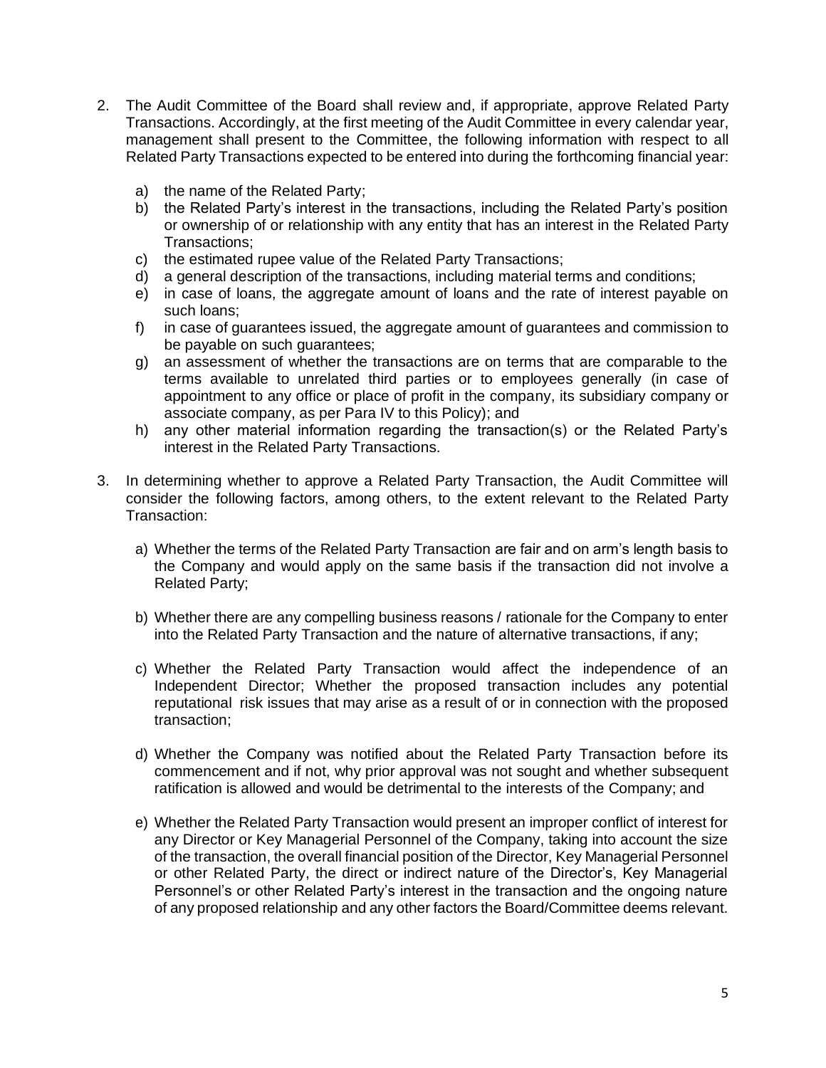2. The Audit Committee of the Board shall review and, if appropriate, approve Related Party Transactions. Accordingly, at the first meeting of the Audit Committee in every calendar year, management shall present to the Committee, the following information with respect to all Related Party Transactions expected to be entered into during the forthcoming financial year:

   a) the name of the Related Party;
   b) the Related Party's interest in the transactions, including the Related Party's position or ownership of or relationship with any entity that has an interest in the Related Party Transactions;
   c) the estimated rupee value of the Related Party Transactions;
   d) a general description of the transactions, including material terms and conditions;
   e) in case of loans, the aggregate amount of loans and the rate of interest payable on such loans;
   f) in case of guarantees issued, the aggregate amount of guarantees and commission to be payable on such guarantees;
   g) an assessment of whether the transactions are on terms that are comparable to the terms available to unrelated third parties or to employees generally (in case of appointment to any office or place of profit in the company, its subsidiary company or associate company, as per Para IV to this Policy); and
   h) any other material information regarding the transaction(s) or the Related Party's interest in the Related Party Transactions.

3. In determining whether to approve a Related Party Transaction, the Audit Committee will consider the following factors, among others, to the extent relevant to the Related Party Transaction:

   a) Whether the terms of the Related Party Transaction are fair and on arm's length basis to the Company and would apply on the same basis if the transaction did not involve a Related Party;

   b) Whether there are any compelling business reasons / rationale for the Company to enter into the Related Party Transaction and the nature of alternative transactions, if any;

   c) Whether the Related Party Transaction would affect the independence of an Independent Director; Whether the proposed transaction includes any potential reputational risk issues that may arise as a result of or in connection with the proposed transaction;

   d) Whether the Company was notified about the Related Party Transaction before its commencement and if not, why prior approval was not sought and whether subsequent ratification is allowed and would be detrimental to the interests of the Company; and

   e) Whether the Related Party Transaction would present an improper conflict of interest for any Director or Key Managerial Personnel of the Company, taking into account the size of the transaction, the overall financial position of the Director, Key Managerial Personnel or other Related Party, the direct or indirect nature of the Director's, Key Managerial Personnel's or other Related Party's interest in the transaction and the ongoing nature of any proposed relationship and any other factors the Board/Committee deems relevant.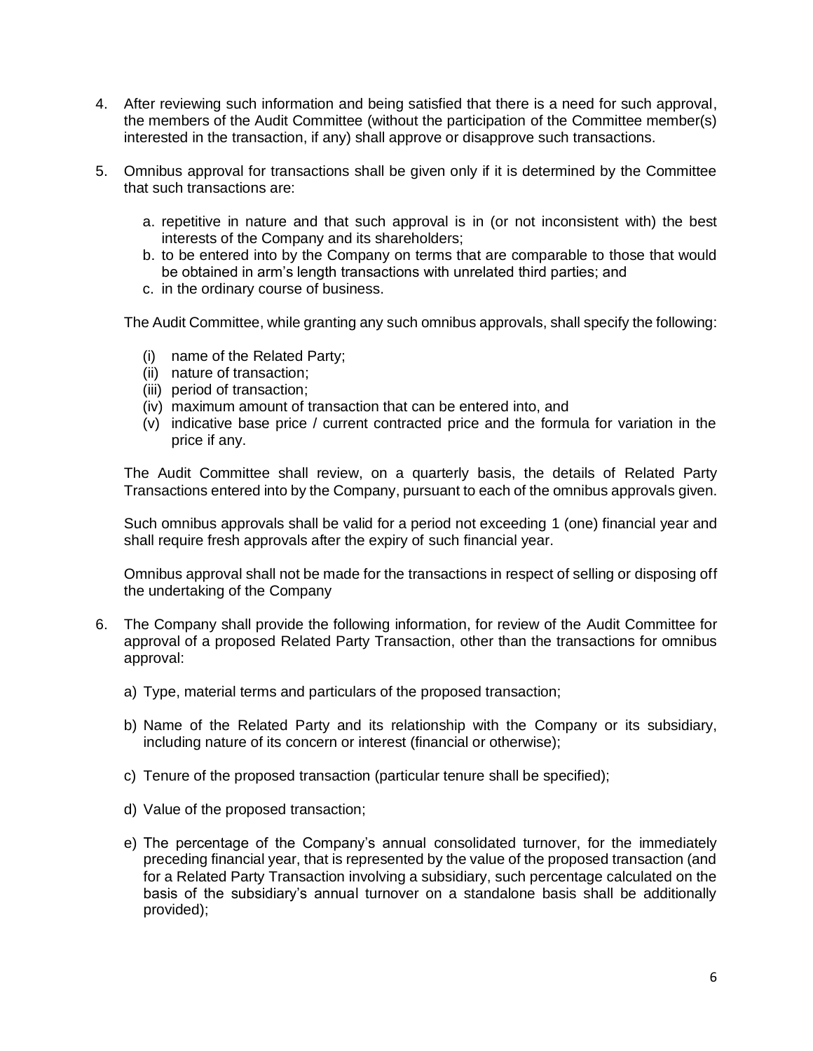4. After reviewing such information and being satisfied that there is a need for such approval, the members of the Audit Committee (without the participation of the Committee member(s) interested in the transaction, if any) shall approve or disapprove such transactions.

5. Omnibus approval for transactions shall be given only if it is determined by the Committee that such transactions are:

   a. repetitive in nature and that such approval is in (or not inconsistent with) the best interests of the Company and its shareholders;
   b. to be entered into by the Company on terms that are comparable to those that would be obtained in arm's length transactions with unrelated third parties; and
   c. in the ordinary course of business.

   The Audit Committee, while granting any such omnibus approvals, shall specify the following:

   (i) name of the Related Party;
   (ii) nature of transaction;
   (iii) period of transaction;
   (iv) maximum amount of transaction that can be entered into, and
   (v) indicative base price / current contracted price and the formula for variation in the price if any.

   The Audit Committee shall review, on a quarterly basis, the details of Related Party Transactions entered into by the Company, pursuant to each of the omnibus approvals given.

   Such omnibus approvals shall be valid for a period not exceeding 1 (one) financial year and shall require fresh approvals after the expiry of such financial year.

   Omnibus approval shall not be made for the transactions in respect of selling or disposing off the undertaking of the Company

6. The Company shall provide the following information, for review of the Audit Committee for approval of a proposed Related Party Transaction, other than the transactions for omnibus approval:

   a) Type, material terms and particulars of the proposed transaction;

   b) Name of the Related Party and its relationship with the Company or its subsidiary, including nature of its concern or interest (financial or otherwise);

   c) Tenure of the proposed transaction (particular tenure shall be specified);

   d) Value of the proposed transaction;

   e) The percentage of the Company's annual consolidated turnover, for the immediately preceding financial year, that is represented by the value of the proposed transaction (and for a Related Party Transaction involving a subsidiary, such percentage calculated on the basis of the subsidiary's annual turnover on a standalone basis shall be additionally provided);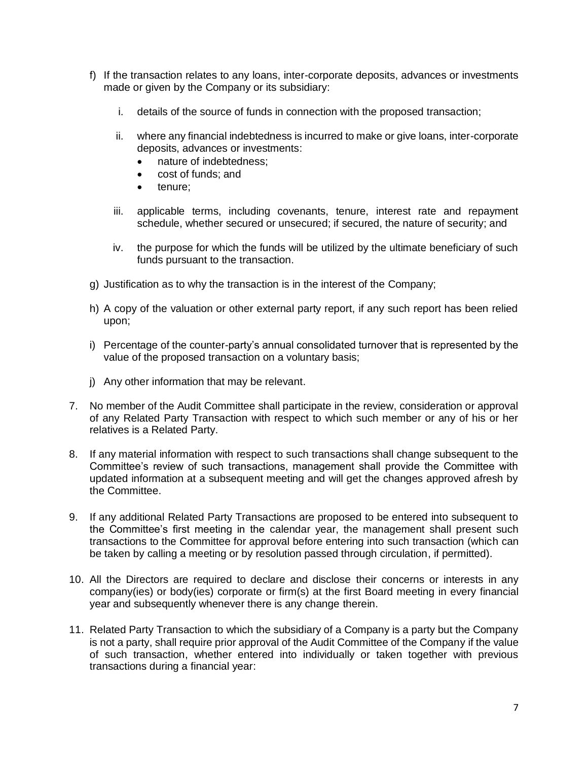f) If the transaction relates to any loans, inter-corporate deposits, advances or investments made or given by the Company or its subsidiary:

   i. details of the source of funds in connection with the proposed transaction;

   ii. where any financial indebtedness is incurred to make or give loans, inter-corporate deposits, advances or investments:
      - nature of indebtedness;
      - cost of funds; and
      - tenure;

   iii. applicable terms, including covenants, tenure, interest rate and repayment schedule, whether secured or unsecured; if secured, the nature of security; and

   iv. the purpose for which the funds will be utilized by the ultimate beneficiary of such funds pursuant to the transaction.

g) Justification as to why the transaction is in the interest of the Company;

h) A copy of the valuation or other external party report, if any such report has been relied upon;

i) Percentage of the counter-party's annual consolidated turnover that is represented by the value of the proposed transaction on a voluntary basis;

j) Any other information that may be relevant.

7. No member of the Audit Committee shall participate in the review, consideration or approval of any Related Party Transaction with respect to which such member or any of his or her relatives is a Related Party.

8. If any material information with respect to such transactions shall change subsequent to the Committee's review of such transactions, management shall provide the Committee with updated information at a subsequent meeting and will get the changes approved afresh by the Committee.

9. If any additional Related Party Transactions are proposed to be entered into subsequent to the Committee's first meeting in the calendar year, the management shall present such transactions to the Committee for approval before entering into such transaction (which can be taken by calling a meeting or by resolution passed through circulation, if permitted).

10. All the Directors are required to declare and disclose their concerns or interests in any company(ies) or body(ies) corporate or firm(s) at the first Board meeting in every financial year and subsequently whenever there is any change therein.

11. Related Party Transaction to which the subsidiary of a Company is a party but the Company is not a party, shall require prior approval of the Audit Committee of the Company if the value of such transaction, whether entered into individually or taken together with previous transactions during a financial year: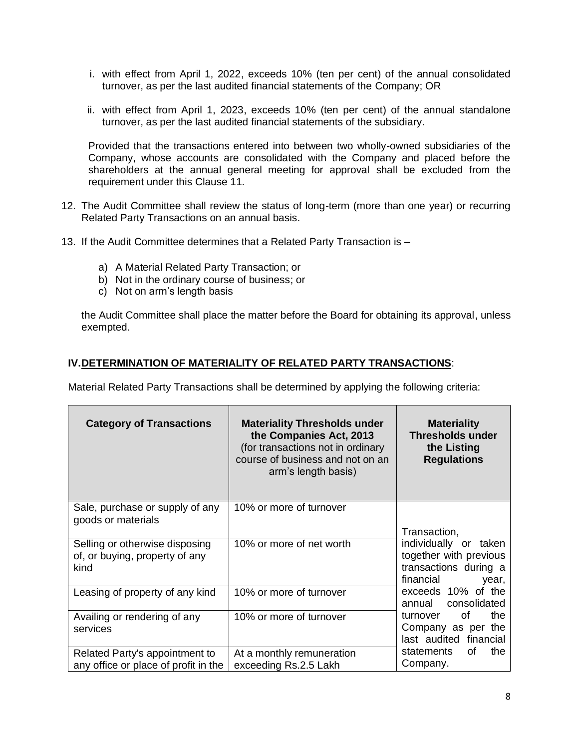i. with effect from April 1, 2022, exceeds 10% (ten per cent) of the annual consolidated turnover, as per the last audited financial statements of the Company; OR

ii. with effect from April 1, 2023, exceeds 10% (ten per cent) of the annual standalone turnover, as per the last audited financial statements of the subsidiary.

Provided that the transactions entered into between two wholly-owned subsidiaries of the Company, whose accounts are consolidated with the Company and placed before the shareholders at the annual general meeting for approval shall be excluded from the requirement under this Clause 11.

12. The Audit Committee shall review the status of long-term (more than one year) or recurring Related Party Transactions on an annual basis.

13. If the Audit Committee determines that a Related Party Transaction is –

    a) A Material Related Party Transaction; or
    b) Not in the ordinary course of business; or
    c) Not on arm's length basis

    the Audit Committee shall place the matter before the Board for obtaining its approval, unless exempted.

## IV. DETERMINATION OF MATERIALITY OF RELATED PARTY TRANSACTIONS:

Material Related Party Transactions shall be determined by applying the following criteria:

| **Category of Transactions** | **Materiality Thresholds under the Companies Act, 2013** (for transactions not in ordinary course of business and not on an arm's length basis) | **Materiality Thresholds under the Listing Regulations** |
|---|---|---|
| Sale, purchase or supply of any goods or materials | 10% or more of turnover | Transaction, individually or taken together with previous transactions during a financial year, exceeds 10% of the annual consolidated turnover of the Company as per the last audited financial statements of the Company. |
| Selling or otherwise disposing of, or buying, property of any kind | 10% or more of net worth | |
| Leasing of property of any kind | 10% or more of turnover | |
| Availing or rendering of any services | 10% or more of turnover | |
| Related Party's appointment to any office or place of profit in the | At a monthly remuneration exceeding Rs.2.5 Lakh | |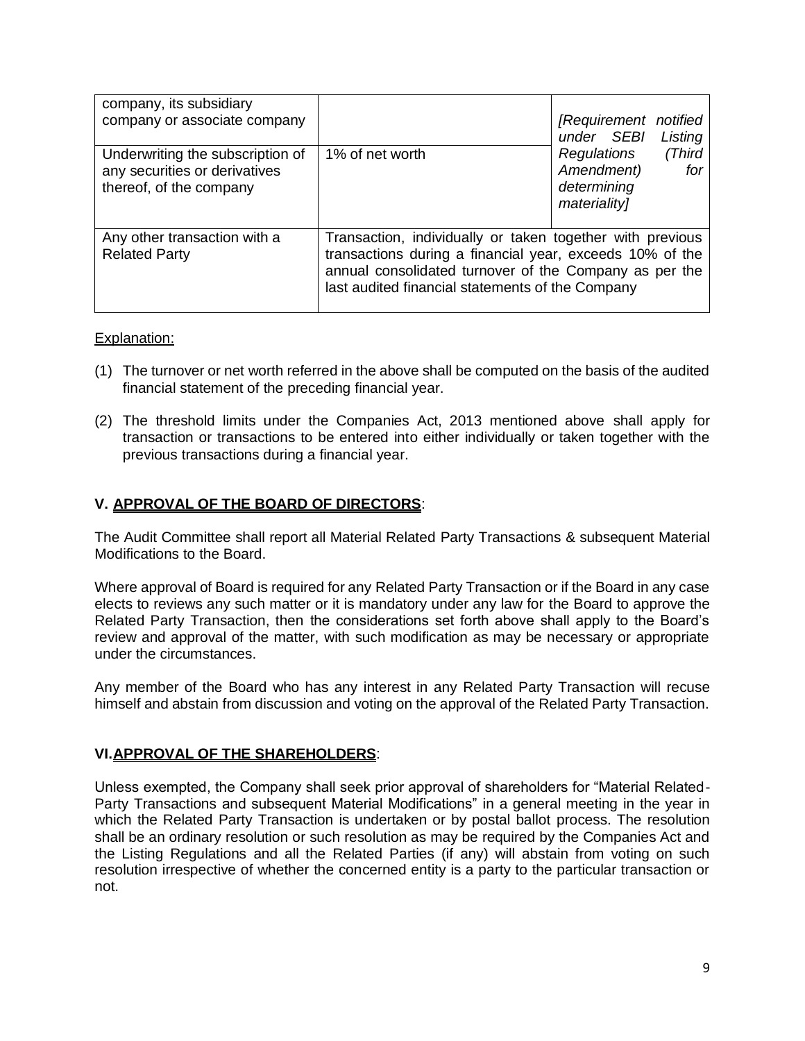| | | |
|---|---|---|
| company, its subsidiary company or associate company | | *[Requirement notified under SEBI Listing Regulations (Third Amendment) for determining materiality]* |
| Underwriting the subscription of any securities or derivatives thereof, of the company | 1% of net worth | |
| Any other transaction with a Related Party | Transaction, individually or taken together with previous transactions during a financial year, exceeds 10% of the annual consolidated turnover of the Company as per the last audited financial statements of the Company | |

Explanation:

(1) The turnover or net worth referred in the above shall be computed on the basis of the audited financial statement of the preceding financial year.

(2) The threshold limits under the Companies Act, 2013 mentioned above shall apply for transaction or transactions to be entered into either individually or taken together with the previous transactions during a financial year.

## V. APPROVAL OF THE BOARD OF DIRECTORS:

The Audit Committee shall report all Material Related Party Transactions & subsequent Material Modifications to the Board.

Where approval of Board is required for any Related Party Transaction or if the Board in any case elects to reviews any such matter or it is mandatory under any law for the Board to approve the Related Party Transaction, then the considerations set forth above shall apply to the Board's review and approval of the matter, with such modification as may be necessary or appropriate under the circumstances.

Any member of the Board who has any interest in any Related Party Transaction will recuse himself and abstain from discussion and voting on the approval of the Related Party Transaction.

## VI. APPROVAL OF THE SHAREHOLDERS:

Unless exempted, the Company shall seek prior approval of shareholders for "Material Related-Party Transactions and subsequent Material Modifications" in a general meeting in the year in which the Related Party Transaction is undertaken or by postal ballot process. The resolution shall be an ordinary resolution or such resolution as may be required by the Companies Act and the Listing Regulations and all the Related Parties (if any) will abstain from voting on such resolution irrespective of whether the concerned entity is a party to the particular transaction or not.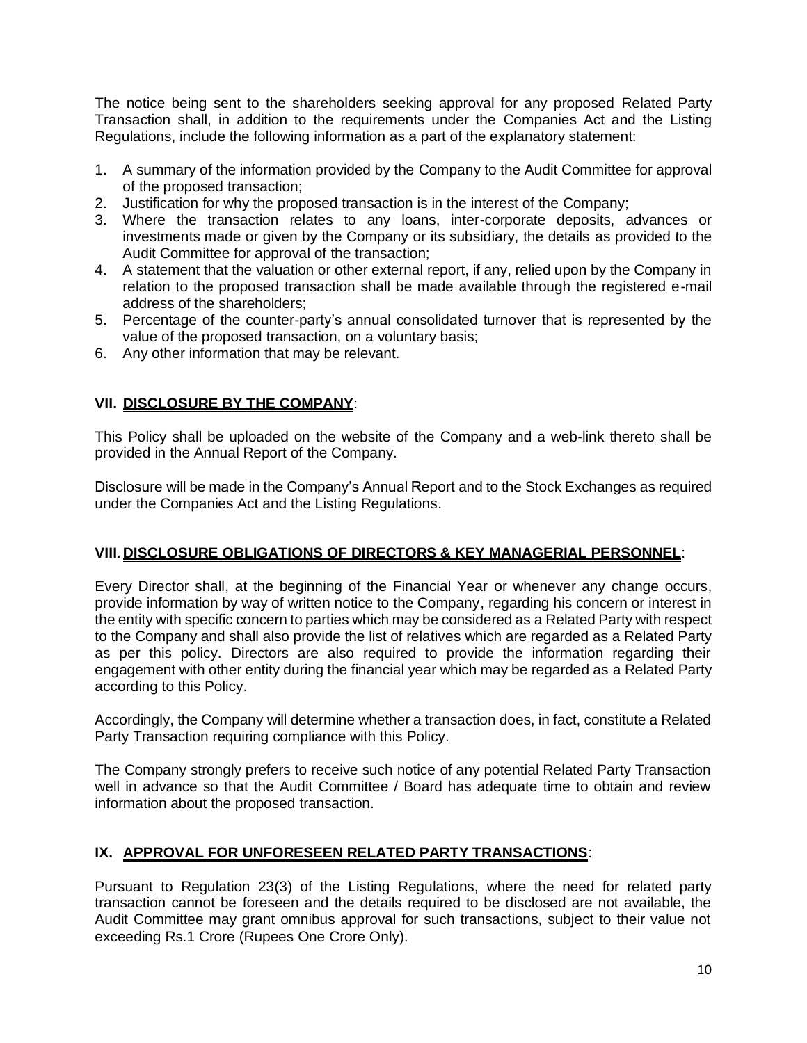The notice being sent to the shareholders seeking approval for any proposed Related Party Transaction shall, in addition to the requirements under the Companies Act and the Listing Regulations, include the following information as a part of the explanatory statement:

1. A summary of the information provided by the Company to the Audit Committee for approval of the proposed transaction;
2. Justification for why the proposed transaction is in the interest of the Company;
3. Where the transaction relates to any loans, inter-corporate deposits, advances or investments made or given by the Company or its subsidiary, the details as provided to the Audit Committee for approval of the transaction;
4. A statement that the valuation or other external report, if any, relied upon by the Company in relation to the proposed transaction shall be made available through the registered e-mail address of the shareholders;
5. Percentage of the counter-party's annual consolidated turnover that is represented by the value of the proposed transaction, on a voluntary basis;
6. Any other information that may be relevant.

## VII. **DISCLOSURE BY THE COMPANY**:

This Policy shall be uploaded on the website of the Company and a web-link thereto shall be provided in the Annual Report of the Company.

Disclosure will be made in the Company's Annual Report and to the Stock Exchanges as required under the Companies Act and the Listing Regulations.

## VIII. **DISCLOSURE OBLIGATIONS OF DIRECTORS & KEY MANAGERIAL PERSONNEL**:

Every Director shall, at the beginning of the Financial Year or whenever any change occurs, provide information by way of written notice to the Company, regarding his concern or interest in the entity with specific concern to parties which may be considered as a Related Party with respect to the Company and shall also provide the list of relatives which are regarded as a Related Party as per this policy. Directors are also required to provide the information regarding their engagement with other entity during the financial year which may be regarded as a Related Party according to this Policy.

Accordingly, the Company will determine whether a transaction does, in fact, constitute a Related Party Transaction requiring compliance with this Policy.

The Company strongly prefers to receive such notice of any potential Related Party Transaction well in advance so that the Audit Committee / Board has adequate time to obtain and review information about the proposed transaction.

## IX. **APPROVAL FOR UNFORESEEN RELATED PARTY TRANSACTIONS**:

Pursuant to Regulation 23(3) of the Listing Regulations, where the need for related party transaction cannot be foreseen and the details required to be disclosed are not available, the Audit Committee may grant omnibus approval for such transactions, subject to their value not exceeding Rs.1 Crore (Rupees One Crore Only).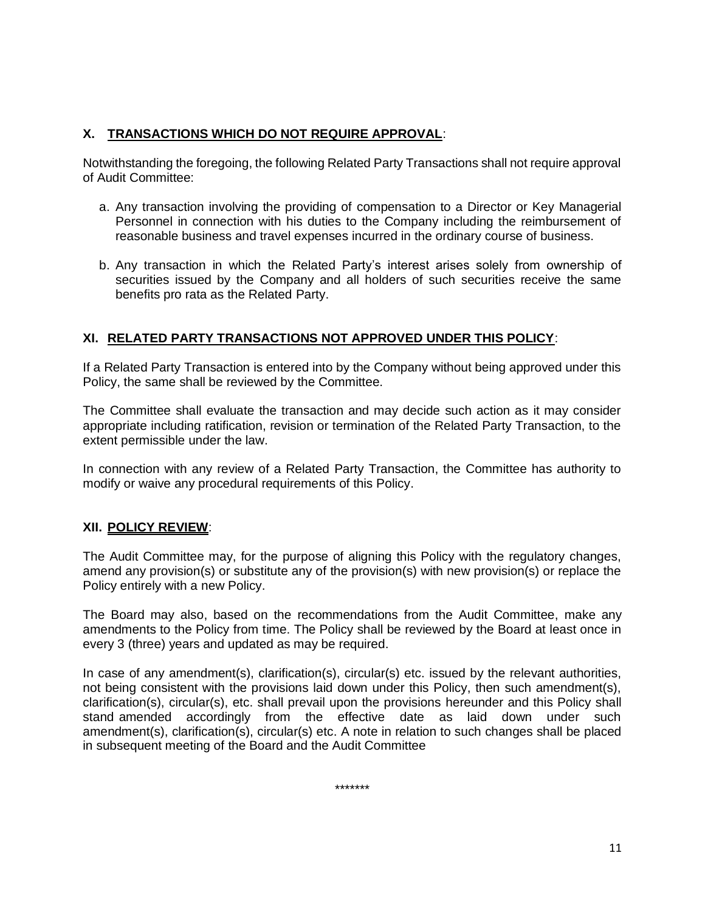## X. **TRANSACTIONS WHICH DO NOT REQUIRE APPROVAL**:

Notwithstanding the foregoing, the following Related Party Transactions shall not require approval of Audit Committee:

a. Any transaction involving the providing of compensation to a Director or Key Managerial Personnel in connection with his duties to the Company including the reimbursement of reasonable business and travel expenses incurred in the ordinary course of business.

b. Any transaction in which the Related Party's interest arises solely from ownership of securities issued by the Company and all holders of such securities receive the same benefits pro rata as the Related Party.

## XI. **RELATED PARTY TRANSACTIONS NOT APPROVED UNDER THIS POLICY**:

If a Related Party Transaction is entered into by the Company without being approved under this Policy, the same shall be reviewed by the Committee.

The Committee shall evaluate the transaction and may decide such action as it may consider appropriate including ratification, revision or termination of the Related Party Transaction, to the extent permissible under the law.

In connection with any review of a Related Party Transaction, the Committee has authority to modify or waive any procedural requirements of this Policy.

## XII. **POLICY REVIEW**:

The Audit Committee may, for the purpose of aligning this Policy with the regulatory changes, amend any provision(s) or substitute any of the provision(s) with new provision(s) or replace the Policy entirely with a new Policy.

The Board may also, based on the recommendations from the Audit Committee, make any amendments to the Policy from time. The Policy shall be reviewed by the Board at least once in every 3 (three) years and updated as may be required.

In case of any amendment(s), clarification(s), circular(s) etc. issued by the relevant authorities, not being consistent with the provisions laid down under this Policy, then such amendment(s), clarification(s), circular(s), etc. shall prevail upon the provisions hereunder and this Policy shall stand amended accordingly from the effective date as laid down under such amendment(s), clarification(s), circular(s) etc. A note in relation to such changes shall be placed in subsequent meeting of the Board and the Audit Committee

*******